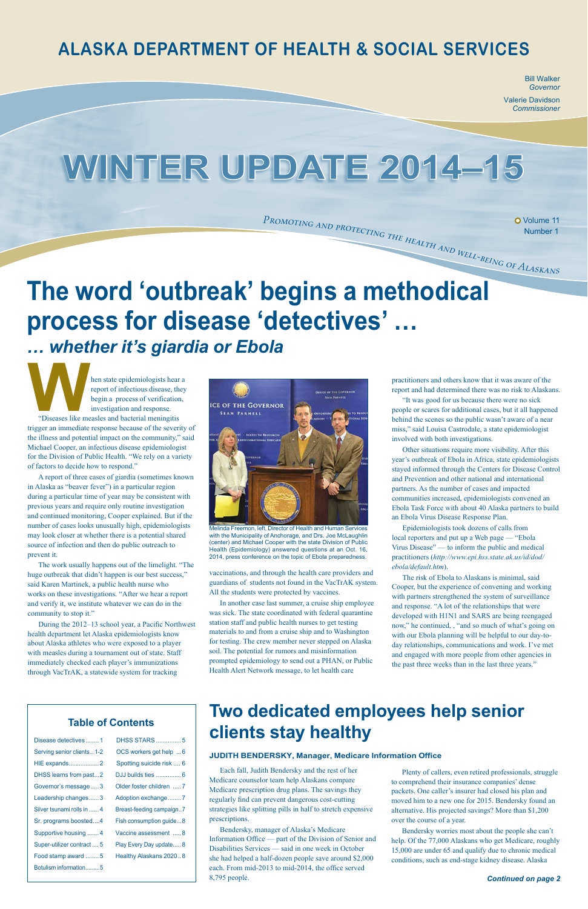# ALASKA DEPARTMENT OF HEALTH & SOCIAL SERVICES

Bill Walker
*Governor*

Valerie Davidson
*Commissioner*

# WINTER UPDATE 2014–15

*Promoting and protecting the health and well-being of Alaskans*

Volume 11
Number 1

# The word 'outbreak' begins a methodical process for disease 'detectives' …

## *… whether it's giardia or Ebola*

When state epidemiologists hear a report of infectious disease, they begin a process of verification, investigation and response.

"Diseases like measles and bacterial meningitis trigger an immediate response because of the severity of the illness and potential impact on the community," said Michael Cooper, an infectious disease epidemiologist for the Division of Public Health. "We rely on a variety of factors to decide how to respond."

A report of three cases of giardia (sometimes known in Alaska as "beaver fever") in a particular region during a particular time of year may be consistent with previous years and require only routine investigation and continued monitoring, Cooper explained. But if the number of cases looks unusually high, epidemiologists may look closer at whether there is a potential shared source of infection and then do public outreach to prevent it.

The work usually happens out of the limelight. "The huge outbreak that didn't happen is our best success," said Karen Martinek, a public health nurse who works on these investigations. "After we hear a report and verify it, we institute whatever we can do in the community to stop it."

During the 2012–13 school year, a Pacific Northwest health department let Alaska epidemiologists know about Alaska athletes who were exposed to a player with measles during a tournament out of state. Staff immediately checked each player's immunizations through VacTrAK, a statewide system for tracking vaccinations, and through the health care providers and guardians of students not found in the VacTrAK system. All the students were protected by vaccines.

Melinda Freemon, left, Director of Health and Human Services with the Municipality of Anchorage, and Drs. Joe McLaughlin (center) and Michael Cooper with the state Division of Public Health (Epidemiology) answered questions at an Oct. 16, 2014, press conference on the topic of Ebola preparedness.

In another case last summer, a cruise ship employee was sick. The state coordinated with federal quarantine station staff and public health nurses to get testing materials to and from a cruise ship and to Washington for testing. The crew member never stepped on Alaska soil. The potential for rumors and misinformation prompted epidemiology to send out a PHAN, or Public Health Alert Network message, to let health care practitioners and others know that it was aware of the report and had determined there was no risk to Alaskans.

"It was good for us because there were no sick people or scares for additional cases, but it all happened behind the scenes so the public wasn't aware of a near miss," said Louisa Castrodale, a state epidemiologist involved with both investigations.

Other situations require more visibility. After this year's outbreak of Ebola in Africa, state epidemiologists stayed informed through the Centers for Disease Control and Prevention and other national and international partners. As the number of cases and impacted communities increased, epidemiologists convened an Ebola Task Force with about 40 Alaska partners to build an Ebola Virus Disease Response Plan.

Epidemiologists took dozens of calls from local reporters and put up a Web page — "Ebola Virus Disease" — to inform the public and medical practitioners (*http://www.epi.hss.state.ak.us/id/dod/ebola/default.htm*).

The risk of Ebola to Alaskans is minimal, said Cooper, but the experience of convening and working with partners strengthened the system of surveillance and response. "A lot of the relationships that were developed with H1N1 and SARS are being reengaged now," he continued, , "and so much of what's going on with our Ebola planning will be helpful to our day-to-day relationships, communications and work. I've met and engaged with more people from other agencies in the past three weeks than in the last three years."

### Table of Contents

| | |
|---|---|
| Disease detectives ........ 1 | DHSS STARS ............... 5 |
| Serving senior clients .. 1-2 | OCS workers get help ... 6 |
| HIE expands.................. 2 | Spotting suicide risk .... 6 |
| DHSS learns from past... 2 | DJJ builds ties ............... 6 |
| Governor's message ..... 3 | Older foster children ..... 7 |
| Leadership changes ...... 3 | Adoption exchange ........ 7 |
| Silver tsunami rolls in ...... 4 | Breast-feeding campaign..7 |
| Sr. programs boosted .... 4 | Fish consumption guide... 8 |
| Supportive housing ....... 4 | Vaccine assessment ..... 8 |
| Super-utilizer contract .... 5 | Play Every Day update..... 8 |
| Food stamp award ........ 5 | Healthy Alaskans 2020 .. 8 |
| Botulism information......... 5 | |

# Two dedicated employees help senior clients stay healthy

**JUDITH BENDERSKY, Manager, Medicare Information Office**

Each fall, Judith Bendersky and the rest of her Medicare counselor team help Alaskans compare Medicare prescription drug plans. The savings they regularly find can prevent dangerous cost-cutting strategies like splitting pills in half to stretch expensive prescriptions.

Bendersky, manager of Alaska's Medicare Information Office — part of the Division of Senior and Disabilities Services — said in one week in October she had helped a half-dozen people save around $2,000 each. From mid-2013 to mid-2014, the office served 8,795 people.

Plenty of callers, even retired professionals, struggle to comprehend their insurance companies' dense packets. One caller's insurer had closed his plan and moved him to a new one for 2015. Bendersky found an alternative. His projected savings? More than $1,200 over the course of a year.

Bendersky worries most about the people she can't help. Of the 77,000 Alaskans who get Medicare, roughly 15,000 are under 65 and qualify due to chronic medical conditions, such as end-stage kidney disease. Alaska

***Continued on page 2***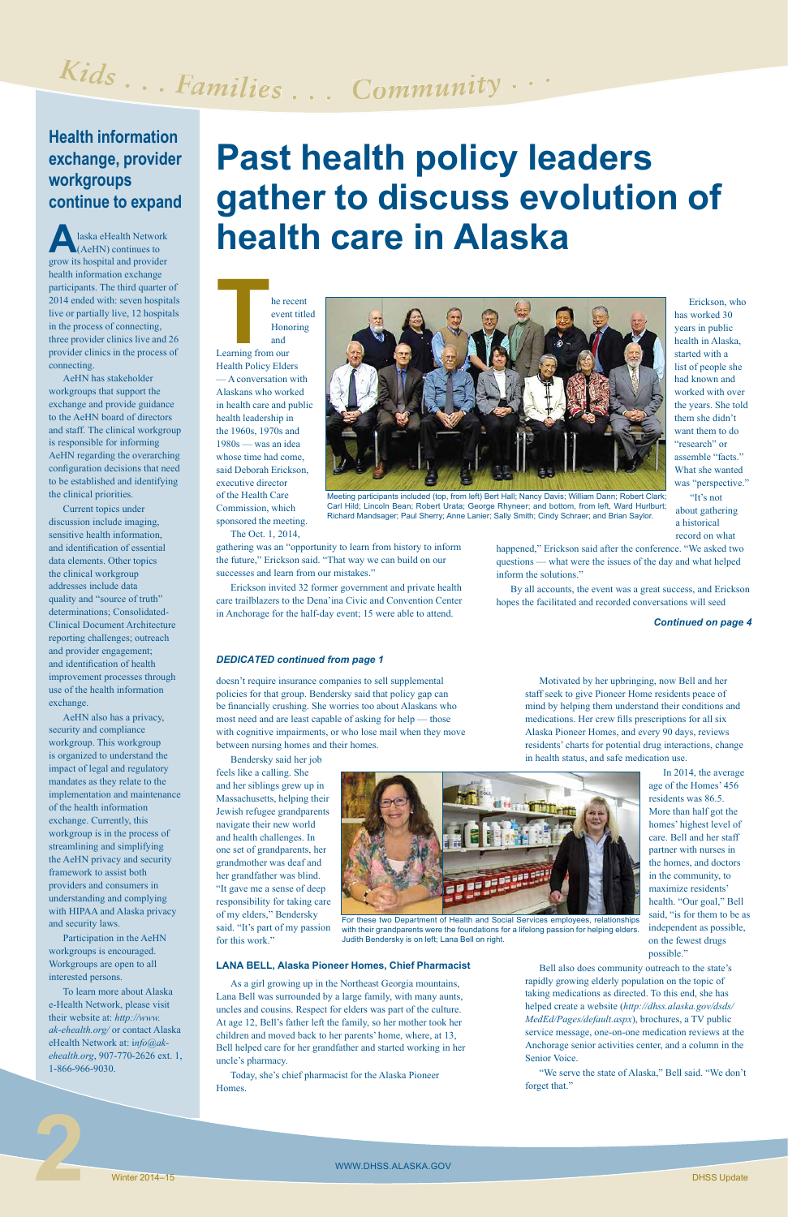Kids . . . Families . . . Community . . .

## Health information exchange, provider workgroups continue to expand

Alaska eHealth Network (AeHN) continues to grow its hospital and provider health information exchange participants. The third quarter of 2014 ended with: seven hospitals live or partially live, 12 hospitals in the process of connecting, three provider clinics live and 26 provider clinics in the process of connecting.

AeHN has stakeholder workgroups that support the exchange and provide guidance to the AeHN board of directors and staff. The clinical workgroup is responsible for informing AeHN regarding the overarching configuration decisions that need to be established and identifying the clinical priorities.

Current topics under discussion include imaging, sensitive health information, and identification of essential data elements. Other topics the clinical workgroup addresses include data quality and "source of truth" determinations; Consolidated-Clinical Document Architecture reporting challenges; outreach and provider engagement; and identification of health improvement processes through use of the health information exchange.

AeHN also has a privacy, security and compliance workgroup. This workgroup is organized to understand the impact of legal and regulatory mandates as they relate to the implementation and maintenance of the health information exchange. Currently, this workgroup is in the process of streamlining and simplifying the AeHN privacy and security framework to assist both providers and consumers in understanding and complying with HIPAA and Alaska privacy and security laws.

Participation in the AeHN workgroups is encouraged. Workgroups are open to all interested persons.

To learn more about Alaska e-Health Network, please visit their website at: *http://www.ak-ehealth.org/* or contact Alaska eHealth Network at: *info@ak-ehealth.org*, 907-770-2626 ext. 1, 1-866-966-9030.

# Past health policy leaders gather to discuss evolution of health care in Alaska

The recent event titled Honoring and Learning from our Health Policy Elders — A conversation with Alaskans who worked in health care and public health leadership in the 1960s, 1970s and 1980s — was an idea whose time had come, said Deborah Erickson, executive director of the Health Care Commission, which sponsored the meeting.

The Oct. 1, 2014, gathering was an "opportunity to learn from history to inform the future," Erickson said. "That way we can build on our successes and learn from our mistakes."

Erickson invited 32 former government and private health care trailblazers to the Dena'ina Civic and Convention Center in Anchorage for the half-day event; 15 were able to attend.

Meeting participants included (top, from left) Bert Hall; Nancy Davis; William Dann; Robert Clark; Carl Hild; Lincoln Bean; Robert Urata; George Rhyneer; and bottom, from left, Ward Hurlburt; Richard Mandsager; Paul Sherry; Anne Lanier; Sally Smith; Cindy Schraer; and Brian Saylor.

Erickson, who has worked 30 years in public health in Alaska, started with a list of people she had known and worked with over the years. She told them she didn't want them to do "research" or assemble "facts." What she wanted was "perspective."

"It's not about gathering a historical record on what happened," Erickson said after the conference. "We asked two questions — what were the issues of the day and what helped inform the solutions."

By all accounts, the event was a great success, and Erickson hopes the facilitated and recorded conversations will seed

***Continued on page 4***

***DEDICATED continued from page 1***

doesn't require insurance companies to sell supplemental policies for that group. Bendersky said that policy gap can be financially crushing. She worries too about Alaskans who most need and are least capable of asking for help — those with cognitive impairments, or who lose mail when they move between nursing homes and their homes.

Bendersky said her job feels like a calling. She and her siblings grew up in Massachusetts, helping their Jewish refugee grandparents navigate their new world and health challenges. In one set of grandparents, her grandmother was deaf and her grandfather was blind. "It gave me a sense of deep responsibility for taking care of my elders," Bendersky said. "It's part of my passion for this work."

### LANA BELL, Alaska Pioneer Homes, Chief Pharmacist

As a girl growing up in the Northeast Georgia mountains, Lana Bell was surrounded by a large family, with many aunts, uncles and cousins. Respect for elders was part of the culture. At age 12, Bell's father left the family, so her mother took her children and moved back to her parents' home, where, at 13, Bell helped care for her grandfather and started working in her uncle's pharmacy.

Today, she's chief pharmacist for the Alaska Pioneer Homes.

For these two Department of Health and Social Services employees, relationships with their grandparents were the foundations for a lifelong passion for helping elders. Judith Bendersky is on left; Lana Bell on right.

Motivated by her upbringing, now Bell and her staff seek to give Pioneer Home residents peace of mind by helping them understand their conditions and medications. Her crew fills prescriptions for all six Alaska Pioneer Homes, and every 90 days, reviews residents' charts for potential drug interactions, change in health status, and safe medication use.

In 2014, the average age of the Homes' 456 residents was 86.5. More than half got the homes' highest level of care. Bell and her staff partner with nurses in the homes, and doctors in the community, to maximize residents' health. "Our goal," Bell said, "is for them to be as independent as possible, on the fewest drugs possible."

Bell also does community outreach to the state's rapidly growing elderly population on the topic of taking medications as directed. To this end, she has helped create a website (*http://dhss.alaska.gov/dsds/MedEd/Pages/default.aspx*), brochures, a TV public service message, one-on-one medication reviews at the Anchorage senior activities center, and a column in the Senior Voice.

"We serve the state of Alaska," Bell said. "We don't forget that."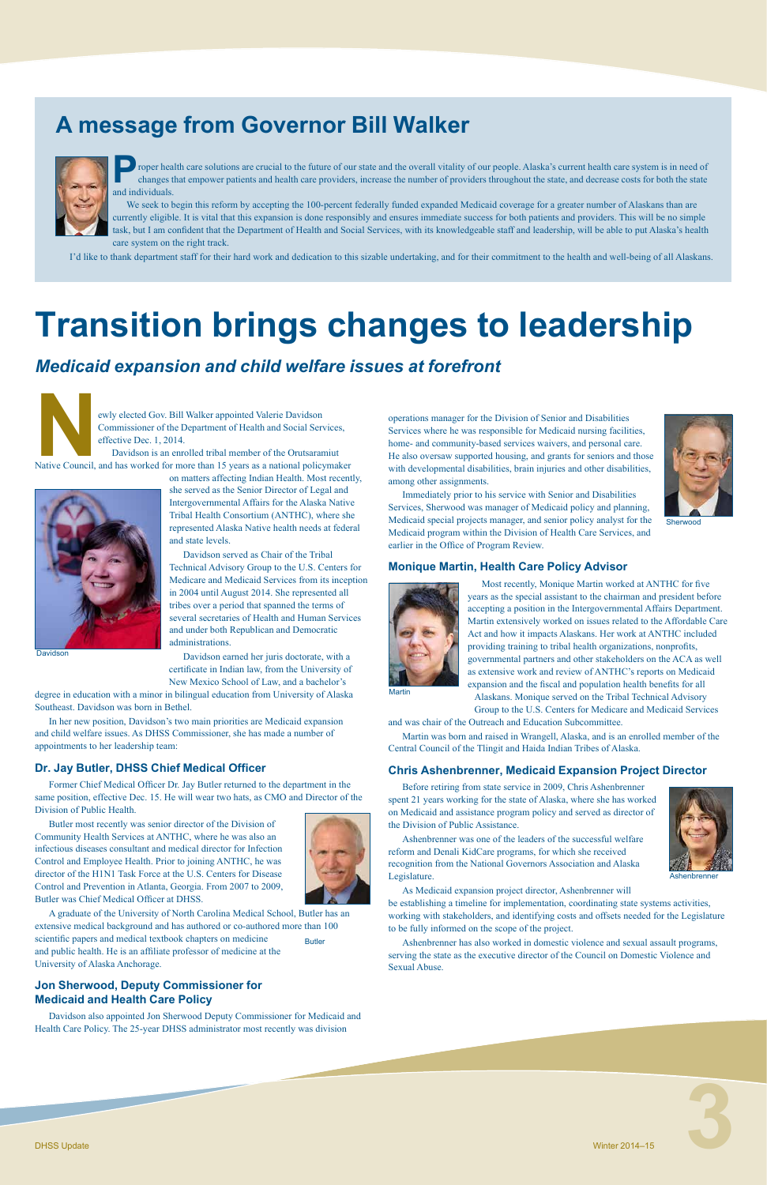## A message from Governor Bill Walker

Proper health care solutions are crucial to the future of our state and the overall vitality of our people. Alaska's current health care system is in need of changes that empower patients and health care providers, increase the number of providers throughout the state, and decrease costs for both the state and individuals.

We seek to begin this reform by accepting the 100-percent federally funded expanded Medicaid coverage for a greater number of Alaskans than are currently eligible. It is vital that this expansion is done responsibly and ensures immediate success for both patients and providers. This will be no simple task, but I am confident that the Department of Health and Social Services, with its knowledgeable staff and leadership, will be able to put Alaska's health care system on the right track.

I'd like to thank department staff for their hard work and dedication to this sizable undertaking, and for their commitment to the health and well-being of all Alaskans.

# Transition brings changes to leadership

## *Medicaid expansion and child welfare issues at forefront*

Newly elected Gov. Bill Walker appointed Valerie Davidson Commissioner of the Department of Health and Social Services, effective Dec. 1, 2014.

Davidson is an enrolled tribal member of the Orutsaramiut Native Council, and has worked for more than 15 years as a national policymaker on matters affecting Indian Health. Most recently, she served as the Senior Director of Legal and Intergovernmental Affairs for the Alaska Native Tribal Health Consortium (ANTHC), where she represented Alaska Native health needs at federal and state levels.

Davidson served as Chair of the Tribal Technical Advisory Group to the U.S. Centers for Medicare and Medicaid Services from its inception in 2004 until August 2014. She represented all tribes over a period that spanned the terms of several secretaries of Health and Human Services and under both Republican and Democratic administrations.

Davidson

Davidson earned her juris doctorate, with a certificate in Indian law, from the University of New Mexico School of Law, and a bachelor's degree in education with a minor in bilingual education from University of Alaska Southeast. Davidson was born in Bethel.

In her new position, Davidson's two main priorities are Medicaid expansion and child welfare issues. As DHSS Commissioner, she has made a number of appointments to her leadership team:

### Dr. Jay Butler, DHSS Chief Medical Officer

Former Chief Medical Officer Dr. Jay Butler returned to the department in the same position, effective Dec. 15. He will wear two hats, as CMO and Director of the Division of Public Health.

Butler most recently was senior director of the Division of Community Health Services at ANTHC, where he was also an infectious diseases consultant and medical director for Infection Control and Employee Health. Prior to joining ANTHC, he was director of the H1N1 Task Force at the U.S. Centers for Disease Control and Prevention in Atlanta, Georgia. From 2007 to 2009, Butler was Chief Medical Officer at DHSS.

A graduate of the University of North Carolina Medical School, Butler has an extensive medical background and has authored or co-authored more than 100 scientific papers and medical textbook chapters on medicine and public health. He is an affiliate professor of medicine at the University of Alaska Anchorage.

Butler

### Jon Sherwood, Deputy Commissioner for Medicaid and Health Care Policy

Davidson also appointed Jon Sherwood Deputy Commissioner for Medicaid and Health Care Policy. The 25-year DHSS administrator most recently was division operations manager for the Division of Senior and Disabilities Services where he was responsible for Medicaid nursing facilities, home- and community-based services waivers, and personal care. He also oversaw supported housing, and grants for seniors and those with developmental disabilities, brain injuries and other disabilities, among other assignments.

Immediately prior to his service with Senior and Disabilities Services, Sherwood was manager of Medicaid policy and planning, Medicaid special projects manager, and senior policy analyst for the Medicaid program within the Division of Health Care Services, and earlier in the Office of Program Review.

Sherwood

### Monique Martin, Health Care Policy Advisor

Most recently, Monique Martin worked at ANTHC for five years as the special assistant to the chairman and president before accepting a position in the Intergovernmental Affairs Department. Martin extensively worked on issues related to the Affordable Care Act and how it impacts Alaskans. Her work at ANTHC included providing training to tribal health organizations, nonprofits, governmental partners and other stakeholders on the ACA as well as extensive work and review of ANTHC's reports on Medicaid expansion and the fiscal and population health benefits for all Alaskans. Monique served on the Tribal Technical Advisory Group to the U.S. Centers for Medicare and Medicaid Services and was chair of the Outreach and Education Subcommittee.

Martin

Martin was born and raised in Wrangell, Alaska, and is an enrolled member of the Central Council of the Tlingit and Haida Indian Tribes of Alaska.

### Chris Ashenbrenner, Medicaid Expansion Project Director

Before retiring from state service in 2009, Chris Ashenbrenner spent 21 years working for the state of Alaska, where she has worked on Medicaid and assistance program policy and served as director of the Division of Public Assistance.

Ashenbrenner was one of the leaders of the successful welfare reform and Denali KidCare programs, for which she received recognition from the National Governors Association and Alaska Legislature.

Ashenbrenner

As Medicaid expansion project director, Ashenbrenner will be establishing a timeline for implementation, coordinating state systems activities, working with stakeholders, and identifying costs and offsets needed for the Legislature to be fully informed on the scope of the project.

Ashenbrenner has also worked in domestic violence and sexual assault programs, serving the state as the executive director of the Council on Domestic Violence and Sexual Abuse.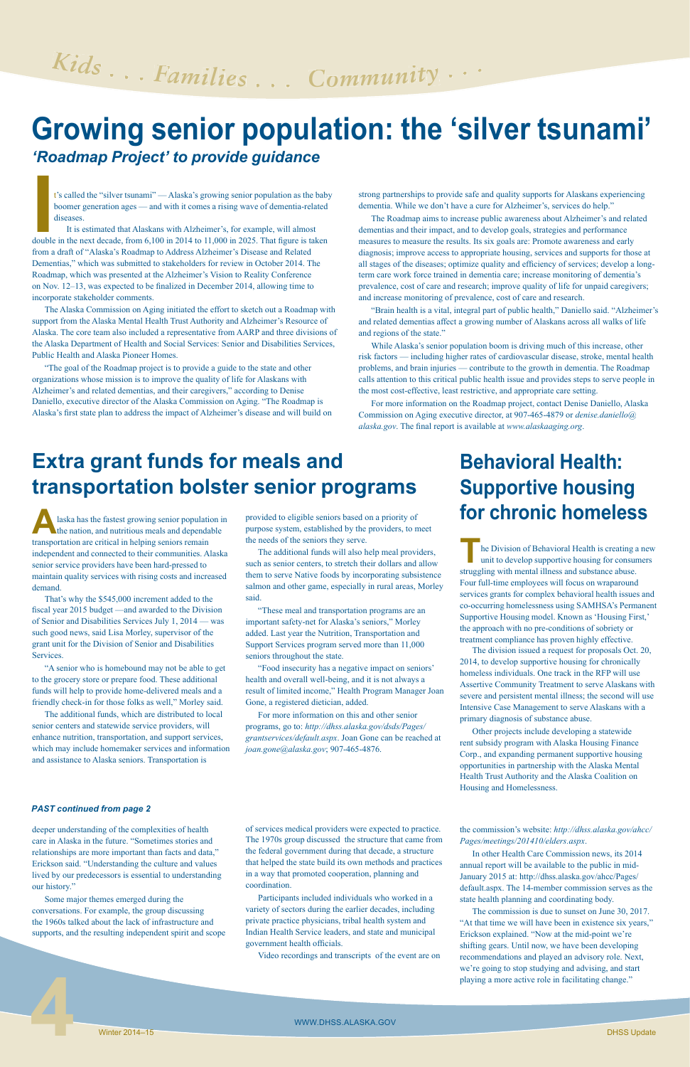*Kids . . . Families . . . Community . . .*

# Growing senior population: the 'silver tsunami'

## *'Roadmap Project' to provide guidance*

It's called the "silver tsunami" — Alaska's growing senior population as the baby boomer generation ages — and with it comes a rising wave of dementia-related diseases.

It is estimated that Alaskans with Alzheimer's, for example, will almost double in the next decade, from 6,100 in 2014 to 11,000 in 2025. That figure is taken from a draft of "Alaska's Roadmap to Address Alzheimer's Disease and Related Dementias," which was submitted to stakeholders for review in October 2014. The Roadmap, which was presented at the Alzheimer's Vision to Reality Conference on Nov. 12–13, was expected to be finalized in December 2014, allowing time to incorporate stakeholder comments.

The Alaska Commission on Aging initiated the effort to sketch out a Roadmap with support from the Alaska Mental Health Trust Authority and Alzheimer's Resource of Alaska. The core team also included a representative from AARP and three divisions of the Alaska Department of Health and Social Services: Senior and Disabilities Services, Public Health and Alaska Pioneer Homes.

"The goal of the Roadmap project is to provide a guide to the state and other organizations whose mission is to improve the quality of life for Alaskans with Alzheimer's and related dementias, and their caregivers," according to Denise Daniello, executive director of the Alaska Commission on Aging. "The Roadmap is Alaska's first state plan to address the impact of Alzheimer's disease and will build on strong partnerships to provide safe and quality supports for Alaskans experiencing dementia. While we don't have a cure for Alzheimer's, services do help."

The Roadmap aims to increase public awareness about Alzheimer's and related dementias and their impact, and to develop goals, strategies and performance measures to measure the results. Its six goals are: Promote awareness and early diagnosis; improve access to appropriate housing, services and supports for those at all stages of the diseases; optimize quality and efficiency of services; develop a long-term care work force trained in dementia care; increase monitoring of dementia's prevalence, cost of care and research; improve quality of life for unpaid caregivers; and increase monitoring of prevalence, cost of care and research.

"Brain health is a vital, integral part of public health," Daniello said. "Alzheimer's and related dementias affect a growing number of Alaskans across all walks of life and regions of the state."

While Alaska's senior population boom is driving much of this increase, other risk factors — including higher rates of cardiovascular disease, stroke, mental health problems, and brain injuries — contribute to the growth in dementia. The Roadmap calls attention to this critical public health issue and provides steps to serve people in the most cost-effective, least restrictive, and appropriate care setting.

For more information on the Roadmap project, contact Denise Daniello, Alaska Commission on Aging executive director, at 907-465-4879 or *denise.daniello@alaska.gov*. The final report is available at *www.alaskaaging.org*.

# Extra grant funds for meals and transportation bolster senior programs

Alaska has the fastest growing senior population in the nation, and nutritious meals and dependable transportation are critical in helping seniors remain independent and connected to their communities. Alaska senior service providers have been hard-pressed to maintain quality services with rising costs and increased demand.

That's why the $545,000 increment added to the fiscal year 2015 budget —and awarded to the Division of Senior and Disabilities Services July 1, 2014 — was such good news, said Lisa Morley, supervisor of the grant unit for the Division of Senior and Disabilities Services.

"A senior who is homebound may not be able to get to the grocery store or prepare food. These additional funds will help to provide home-delivered meals and a friendly check-in for those folks as well," Morley said.

The additional funds, which are distributed to local senior centers and statewide service providers, will enhance nutrition, transportation, and support services, which may include homemaker services and information and assistance to Alaska seniors. Transportation is provided to eligible seniors based on a priority of purpose system, established by the providers, to meet the needs of the seniors they serve.

The additional funds will also help meal providers, such as senior centers, to stretch their dollars and allow them to serve Native foods by incorporating subsistence salmon and other game, especially in rural areas, Morley said.

"These meal and transportation programs are an important safety-net for Alaska's seniors," Morley added. Last year the Nutrition, Transportation and Support Services program served more than 11,000 seniors throughout the state.

"Food insecurity has a negative impact on seniors' health and overall well-being, and it is not always a result of limited income," Health Program Manager Joan Gone, a registered dietician, added.

For more information on this and other senior programs, go to: *http://dhss.alaska.gov/dsds/Pages/grantservices/default.aspx*. Joan Gone can be reached at *joan.gone@alaska.gov*; 907-465-4876.

# Behavioral Health: Supportive housing for chronic homeless

The Division of Behavioral Health is creating a new unit to develop supportive housing for consumers struggling with mental illness and substance abuse. Four full-time employees will focus on wraparound services grants for complex behavioral health issues and co-occurring homelessness using SAMHSA's Permanent Supportive Housing model. Known as 'Housing First,' the approach with no pre-conditions of sobriety or treatment compliance has proven highly effective.

The division issued a request for proposals Oct. 20, 2014, to develop supportive housing for chronically homeless individuals. One track in the RFP will use Assertive Community Treatment to serve Alaskans with severe and persistent mental illness; the second will use Intensive Case Management to serve Alaskans with a primary diagnosis of substance abuse.

Other projects include developing a statewide rent subsidy program with Alaska Housing Finance Corp., and expanding permanent supportive housing opportunities in partnership with the Alaska Mental Health Trust Authority and the Alaska Coalition on Housing and Homelessness.

***PAST continued from page 2***

deeper understanding of the complexities of health care in Alaska in the future. "Sometimes stories and relationships are more important than facts and data," Erickson said. "Understanding the culture and values lived by our predecessors is essential to understanding our history."

Some major themes emerged during the conversations. For example, the group discussing the 1960s talked about the lack of infrastructure and supports, and the resulting independent spirit and scope of services medical providers were expected to practice. The 1970s group discussed the structure that came from the federal government during that decade, a structure that helped the state build its own methods and practices in a way that promoted cooperation, planning and coordination.

Participants included individuals who worked in a variety of sectors during the earlier decades, including private practice physicians, tribal health system and Indian Health Service leaders, and state and municipal government health officials.

Video recordings and transcripts of the event are on the commission's website: *http://dhss.alaska.gov/ahcc/Pages/meetings/201410/elders.aspx*.

In other Health Care Commission news, its 2014 annual report will be available to the public in mid-January 2015 at: http://dhss.alaska.gov/ahcc/Pages/default.aspx. The 14-member commission serves as the state health planning and coordinating body.

The commission is due to sunset on June 30, 2017. "At that time we will have been in existence six years," Erickson explained. "Now at the mid-point we're shifting gears. Until now, we have been developing recommendations and played an advisory role. Next, we're going to stop studying and advising, and start playing a more active role in facilitating change."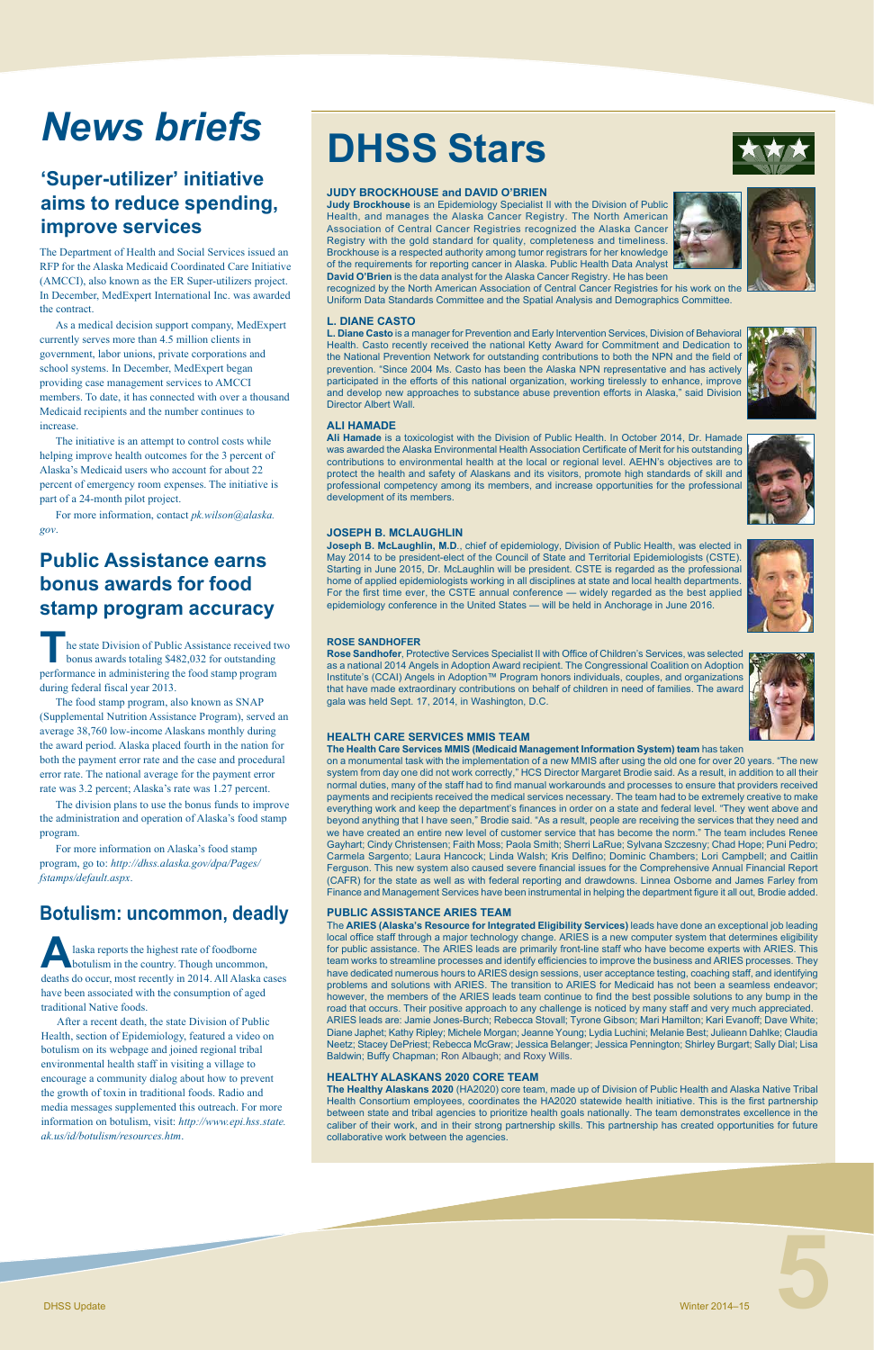# News briefs

## 'Super-utilizer' initiative aims to reduce spending, improve services

The Department of Health and Social Services issued an RFP for the Alaska Medicaid Coordinated Care Initiative (AMCCI), also known as the ER Super-utilizers project. In December, MedExpert International Inc. was awarded the contract.

As a medical decision support company, MedExpert currently serves more than 4.5 million clients in government, labor unions, private corporations and school systems. In December, MedExpert began providing case management services to AMCCI members. To date, it has connected with over a thousand Medicaid recipients and the number continues to increase.

The initiative is an attempt to control costs while helping improve health outcomes for the 3 percent of Alaska's Medicaid users who account for about 22 percent of emergency room expenses. The initiative is part of a 24-month pilot project.

For more information, contact *pk.wilson@alaska.gov*.

## Public Assistance earns bonus awards for food stamp program accuracy

The state Division of Public Assistance received two bonus awards totaling $482,032 for outstanding performance in administering the food stamp program during federal fiscal year 2013.

The food stamp program, also known as SNAP (Supplemental Nutrition Assistance Program), served an average 38,760 low-income Alaskans monthly during the award period. Alaska placed fourth in the nation for both the payment error rate and the case and procedural error rate. The national average for the payment error rate was 3.2 percent; Alaska's rate was 1.27 percent.

The division plans to use the bonus funds to improve the administration and operation of Alaska's food stamp program.

For more information on Alaska's food stamp program, go to: *http://dhss.alaska.gov/dpa/Pages/fstamps/default.aspx*.

## Botulism: uncommon, deadly

Alaska reports the highest rate of foodborne botulism in the country. Though uncommon, deaths do occur, most recently in 2014. All Alaska cases have been associated with the consumption of aged traditional Native foods.

After a recent death, the state Division of Public Health, section of Epidemiology, featured a video on botulism on its webpage and joined regional tribal environmental health staff in visiting a village to encourage a community dialog about how to prevent the growth of toxin in traditional foods. Radio and media messages supplemented this outreach. For more information on botulism, visit: *http://www.epi.hss.state.ak.us/id/botulism/resources.htm*.

# DHSS Stars

### JUDY BROCKHOUSE and DAVID O'BRIEN

**Judy Brockhouse** is an Epidemiology Specialist II with the Division of Public Health, and manages the Alaska Cancer Registry. The North American Association of Central Cancer Registries recognized the Alaska Cancer Registry with the gold standard for quality, completeness and timeliness. Brockhouse is a respected authority among tumor registrars for her knowledge of the requirements for reporting cancer in Alaska. Public Health Data Analyst **David O'Brien** is the data analyst for the Alaska Cancer Registry. He has been recognized by the North American Association of Central Cancer Registries for his work on the Uniform Data Standards Committee and the Spatial Analysis and Demographics Committee.

### L. DIANE CASTO

**L. Diane Casto** is a manager for Prevention and Early Intervention Services, Division of Behavioral Health. Casto recently received the national Ketty Award for Commitment and Dedication to the National Prevention Network for outstanding contributions to both the NPN and the field of prevention. "Since 2004 Ms. Casto has been the Alaska NPN representative and has actively participated in the efforts of this national organization, working tirelessly to enhance, improve and develop new approaches to substance abuse prevention efforts in Alaska," said Division Director Albert Wall.

### ALI HAMADE

**Ali Hamade** is a toxicologist with the Division of Public Health. In October 2014, Dr. Hamade was awarded the Alaska Environmental Health Association Certificate of Merit for his outstanding contributions to environmental health at the local or regional level. AEHN's objectives are to protect the health and safety of Alaskans and its visitors, promote high standards of skill and professional competency among its members, and increase opportunities for the professional development of its members.

### JOSEPH B. MCLAUGHLIN

**Joseph B. McLaughlin, M.D.**, chief of epidemiology, Division of Public Health, was elected in May 2014 to be president-elect of the Council of State and Territorial Epidemiologists (CSTE). Starting in June 2015, Dr. McLaughlin will be president. CSTE is regarded as the professional home of applied epidemiologists working in all disciplines at state and local health departments. For the first time ever, the CSTE annual conference — widely regarded as the best applied epidemiology conference in the United States — will be held in Anchorage in June 2016.

### ROSE SANDHOFER

**Rose Sandhofer**, Protective Services Specialist II with Office of Children's Services, was selected as a national 2014 Angels in Adoption Award recipient. The Congressional Coalition on Adoption Institute's (CCAI) Angels in Adoption™ Program honors individuals, couples, and organizations that have made extraordinary contributions on behalf of children in need of families. The award gala was held Sept. 17, 2014, in Washington, D.C.

### HEALTH CARE SERVICES MMIS TEAM

**The Health Care Services MMIS (Medicaid Management Information System) team** has taken on a monumental task with the implementation of a new MMIS after using the old one for over 20 years. "The new system from day one did not work correctly," HCS Director Margaret Brodie said. As a result, in addition to all their normal duties, many of the staff had to find manual workarounds and processes to ensure that providers received payments and recipients received the medical services necessary. The team had to be extremely creative to make everything work and keep the department's finances in order on a state and federal level. "They went above and beyond anything that I have seen," Brodie said. "As a result, people are receiving the services that they need and we have created an entire new level of customer service that has become the norm." The team includes Renee Gayhart; Cindy Christensen; Faith Moss; Paola Smith; Sherri LaRue; Sylvana Szczesny; Chad Hope; Puni Pedro; Carmela Sargento; Laura Hancock; Linda Walsh; Kris Delfino; Dominic Chambers; Lori Campbell; and Caitlin Ferguson. This new system also caused severe financial issues for the Comprehensive Annual Financial Report (CAFR) for the state as well as with federal reporting and drawdowns. Linnea Osborne and James Farley from Finance and Management Services have been instrumental in helping the department figure it all out, Brodie added.

### PUBLIC ASSISTANCE ARIES TEAM

The **ARIES (Alaska's Resource for Integrated Eligibility Services)** leads have done an exceptional job leading local office staff through a major technology change. ARIES is a new computer system that determines eligibility for public assistance. The ARIES leads are primarily front-line staff who have become experts with ARIES. This team works to streamline processes and identify efficiencies to improve the business and ARIES processes. They have dedicated numerous hours to ARIES design sessions, user acceptance testing, coaching staff, and identifying problems and solutions with ARIES. The transition to ARIES for Medicaid has not been a seamless endeavor; however, the members of the ARIES leads team continue to find the best possible solutions to any bump in the road that occurs. Their positive approach to any challenge is noticed by many staff and very much appreciated. ARIES leads are: Jamie Jones-Burch; Rebecca Stovall; Tyrone Gibson; Mari Hamilton; Kari Evanoff; Dave White; Diane Japhet; Kathy Ripley; Michele Morgan; Jeanne Young; Lydia Luchini; Melanie Best; Julieann Dahlke; Claudia Neetz; Stacey DePriest; Rebecca McGraw; Jessica Belanger; Jessica Pennington; Shirley Burgart; Sally Dial; Lisa Baldwin; Buffy Chapman; Ron Albaugh; and Roxy Wills.

### HEALTHY ALASKANS 2020 CORE TEAM

**The Healthy Alaskans 2020** (HA2020) core team, made up of Division of Public Health and Alaska Native Tribal Health Consortium employees, coordinates the HA2020 statewide health initiative. This is the first partnership between state and tribal agencies to prioritize health goals nationally. The team demonstrates excellence in the caliber of their work, and in their strong partnership skills. This partnership has created opportunities for future collaborative work between the agencies.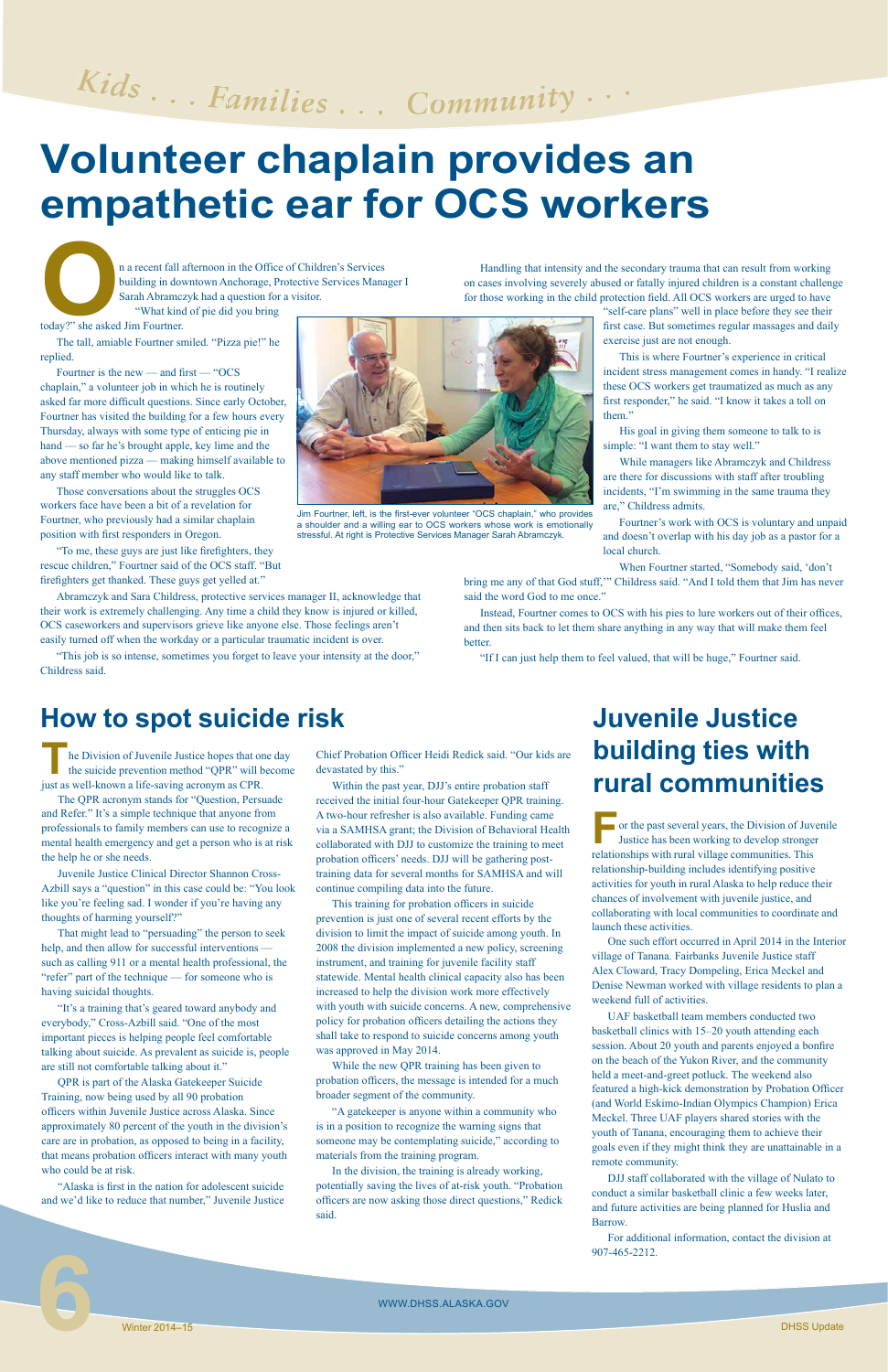# Volunteer chaplain provides an empathetic ear for OCS workers

On a recent fall afternoon in the Office of Children's Services building in downtown Anchorage, Protective Services Manager I Sarah Abramczyk had a question for a visitor.

"What kind of pie did you bring today?" she asked Jim Fourtner.

The tall, amiable Fourtner smiled. "Pizza pie!" he replied.

Fourtner is the new — and first — "OCS chaplain," a volunteer job in which he is routinely asked far more difficult questions. Since early October, Fourtner has visited the building for a few hours every Thursday, always with some type of enticing pie in hand — so far he's brought apple, key lime and the above mentioned pizza — making himself available to any staff member who would like to talk.

Those conversations about the struggles OCS workers face have been a bit of a revelation for Fourtner, who previously had a similar chaplain position with first responders in Oregon.

"To me, these guys are just like firefighters, they rescue children," Fourtner said of the OCS staff. "But firefighters get thanked. These guys get yelled at."

Jim Fourtner, left, is the first-ever volunteer "OCS chaplain," who provides a shoulder and a willing ear to OCS workers whose work is emotionally stressful. At right is Protective Services Manager Sarah Abramczyk.

Abramczyk and Sara Childress, protective services manager II, acknowledge that their work is extremely challenging. Any time a child they know is injured or killed, OCS caseworkers and supervisors grieve like anyone else. Those feelings aren't easily turned off when the workday or a particular traumatic incident is over.

"This job is so intense, sometimes you forget to leave your intensity at the door," Childress said.

Handling that intensity and the secondary trauma that can result from working on cases involving severely abused or fatally injured children is a constant challenge for those working in the child protection field. All OCS workers are urged to have "self-care plans" well in place before they see their first case. But sometimes regular massages and daily exercise just are not enough.

This is where Fourtner's experience in critical incident stress management comes in handy. "I realize these OCS workers get traumatized as much as any first responder," he said. "I know it takes a toll on them."

His goal in giving them someone to talk to is simple: "I want them to stay well."

While managers like Abramczyk and Childress are there for discussions with staff after troubling incidents, "I'm swimming in the same trauma they are," Childress admits.

Fourtner's work with OCS is voluntary and unpaid and doesn't overlap with his day job as a pastor for a local church.

When Fourtner started, "Somebody said, 'don't bring me any of that God stuff,'" Childress said. "And I told them that Jim has never said the word God to me once."

Instead, Fourtner comes to OCS with his pies to lure workers out of their offices, and then sits back to let them share anything in any way that will make them feel better.

"If I can just help them to feel valued, that will be huge," Fourtner said.

## How to spot suicide risk

The Division of Juvenile Justice hopes that one day the suicide prevention method "QPR" will become just as well-known a life-saving acronym as CPR.

The QPR acronym stands for "Question, Persuade and Refer." It's a simple technique that anyone from professionals to family members can use to recognize a mental health emergency and get a person who is at risk the help he or she needs.

Juvenile Justice Clinical Director Shannon Cross-Azbill says a "question" in this case could be: "You look like you're feeling sad. I wonder if you're having any thoughts of harming yourself?"

That might lead to "persuading" the person to seek help, and then allow for successful interventions — such as calling 911 or a mental health professional, the "refer" part of the technique — for someone who is having suicidal thoughts.

"It's a training that's geared toward anybody and everybody," Cross-Azbill said. "One of the most important pieces is helping people feel comfortable talking about suicide. As prevalent as suicide is, people are still not comfortable talking about it."

QPR is part of the Alaska Gatekeeper Suicide Training, now being used by all 90 probation officers within Juvenile Justice across Alaska. Since approximately 80 percent of the youth in the division's care are in probation, as opposed to being in a facility, that means probation officers interact with many youth who could be at risk.

"Alaska is first in the nation for adolescent suicide and we'd like to reduce that number," Juvenile Justice Chief Probation Officer Heidi Redick said. "Our kids are devastated by this."

Within the past year, DJJ's entire probation staff received the initial four-hour Gatekeeper QPR training. A two-hour refresher is also available. Funding came via a SAMHSA grant; the Division of Behavioral Health collaborated with DJJ to customize the training to meet probation officers' needs. DJJ will be gathering post-training data for several months for SAMHSA and will continue compiling data into the future.

This training for probation officers in suicide prevention is just one of several recent efforts by the division to limit the impact of suicide among youth. In 2008 the division implemented a new policy, screening instrument, and training for juvenile facility staff statewide. Mental health clinical capacity also has been increased to help the division work more effectively with youth with suicide concerns. A new, comprehensive policy for probation officers detailing the actions they shall take to respond to suicide concerns among youth was approved in May 2014.

While the new QPR training has been given to probation officers, the message is intended for a much broader segment of the community.

"A gatekeeper is anyone within a community who is in a position to recognize the warning signs that someone may be contemplating suicide," according to materials from the training program.

In the division, the training is already working, potentially saving the lives of at-risk youth. "Probation officers are now asking those direct questions," Redick said.

## Juvenile Justice building ties with rural communities

For the past several years, the Division of Juvenile Justice has been working to develop stronger relationships with rural village communities. This relationship-building includes identifying positive activities for youth in rural Alaska to help reduce their chances of involvement with juvenile justice, and collaborating with local communities to coordinate and launch these activities.

One such effort occurred in April 2014 in the Interior village of Tanana. Fairbanks Juvenile Justice staff Alex Cloward, Tracy Dompeling, Erica Meckel and Denise Newman worked with village residents to plan a weekend full of activities.

UAF basketball team members conducted two basketball clinics with 15–20 youth attending each session. About 20 youth and parents enjoyed a bonfire on the beach of the Yukon River, and the community held a meet-and-greet potluck. The weekend also featured a high-kick demonstration by Probation Officer (and World Eskimo-Indian Olympics Champion) Erica Meckel. Three UAF players shared stories with the youth of Tanana, encouraging them to achieve their goals even if they might think they are unattainable in a remote community.

DJJ staff collaborated with the village of Nulato to conduct a similar basketball clinic a few weeks later, and future activities are being planned for Huslia and Barrow.

For additional information, contact the division at 907-465-2212.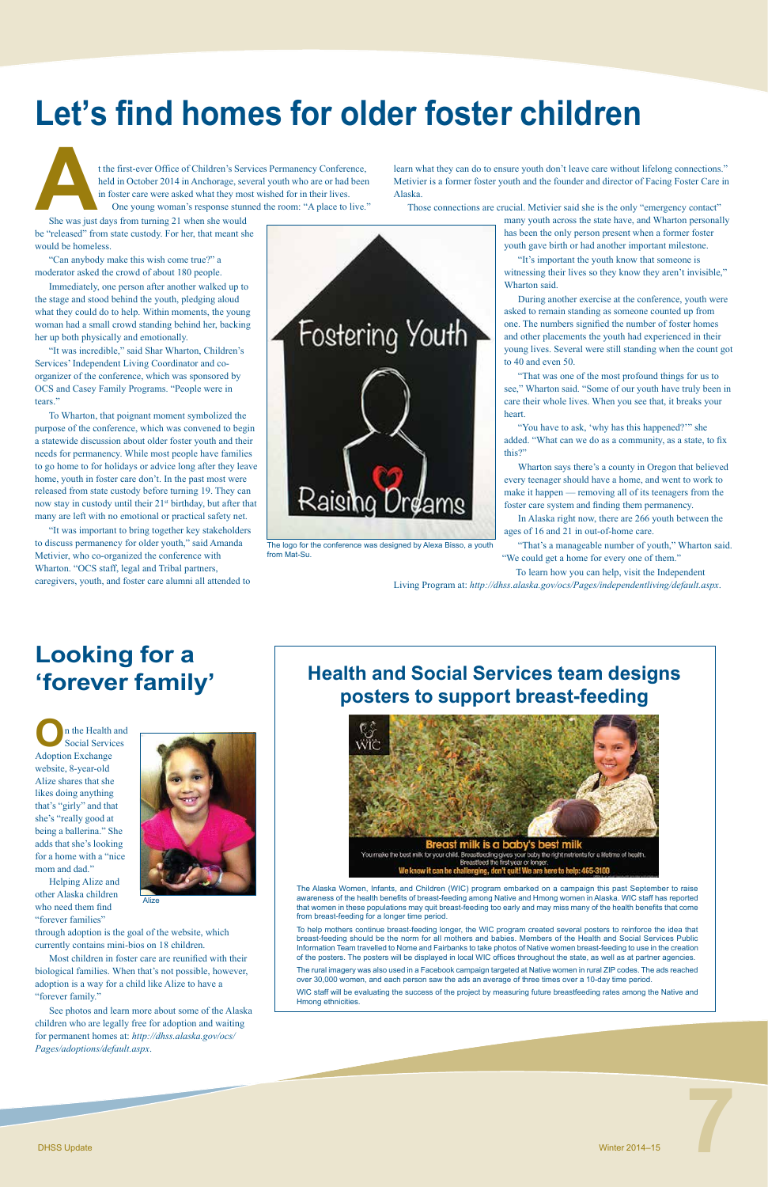# Let's find homes for older foster children

At the first-ever Office of Children's Services Permanency Conference, held in October 2014 in Anchorage, several youth who are or had been in foster care were asked what they most wished for in their lives.

One young woman's response stunned the room: "A place to live."

She was just days from turning 21 when she would be "released" from state custody. For her, that meant she would be homeless.

"Can anybody make this wish come true?" a moderator asked the crowd of about 180 people.

Immediately, one person after another walked up to the stage and stood behind the youth, pledging aloud what they could do to help. Within moments, the young woman had a small crowd standing behind her, backing her up physically and emotionally.

"It was incredible," said Shar Wharton, Children's Services' Independent Living Coordinator and co-organizer of the conference, which was sponsored by OCS and Casey Family Programs. "People were in tears."

To Wharton, that poignant moment symbolized the purpose of the conference, which was convened to begin a statewide discussion about older foster youth and their needs for permanency. While most people have families to go home to for holidays or advice long after they leave home, youth in foster care don't. In the past most were released from state custody before turning 19. They can now stay in custody until their 21st birthday, but after that many are left with no emotional or practical safety net.

"It was important to bring together key stakeholders to discuss permanency for older youth," said Amanda Metivier, who co-organized the conference with Wharton. "OCS staff, legal and Tribal partners, caregivers, youth, and foster care alumni all attended to learn what they can do to ensure youth don't leave care without lifelong connections." Metivier is a former foster youth and the founder and director of Facing Foster Care in Alaska.

Those connections are crucial. Metivier said she is the only "emergency contact" many youth across the state have, and Wharton personally has been the only person present when a former foster youth gave birth or had another important milestone.

The logo for the conference was designed by Alexa Bisso, a youth from Mat-Su.

"It's important the youth know that someone is witnessing their lives so they know they aren't invisible," Wharton said.

During another exercise at the conference, youth were asked to remain standing as someone counted up from one. The numbers signified the number of foster homes and other placements the youth had experienced in their young lives. Several were still standing when the count got to 40 and even 50.

"That was one of the most profound things for us to see," Wharton said. "Some of our youth have truly been in care their whole lives. When you see that, it breaks your heart.

"You have to ask, 'why has this happened?'" she added. "What can we do as a community, as a state, to fix this?"

Wharton says there's a county in Oregon that believed every teenager should have a home, and went to work to make it happen — removing all of its teenagers from the foster care system and finding them permanency.

In Alaska right now, there are 266 youth between the ages of 16 and 21 in out-of-home care.

"That's a manageable number of youth," Wharton said. "We could get a home for every one of them."

To learn how you can help, visit the Independent Living Program at: *http://dhss.alaska.gov/ocs/Pages/independentliving/default.aspx*.

## Looking for a 'forever family'

On the Health and Social Services Adoption Exchange website, 8-year-old Alize shares that she likes doing anything that's "girly" and that she's "really good at being a ballerina." She adds that she's looking for a home with a "nice mom and dad."

Alize

Helping Alize and other Alaska children who need them find "forever families" through adoption is the goal of the website, which currently contains mini-bios on 18 children.

Most children in foster care are reunified with their biological families. When that's not possible, however, adoption is a way for a child like Alize to have a "forever family."

See photos and learn more about some of the Alaska children who are legally free for adoption and waiting for permanent homes at: *http://dhss.alaska.gov/ocs/Pages/adoptions/default.aspx*.

## Health and Social Services team designs posters to support breast-feeding

The Alaska Women, Infants, and Children (WIC) program embarked on a campaign this past September to raise awareness of the health benefits of breast-feeding among Native and Hmong women in Alaska. WIC staff has reported that women in these populations may quit breast-feeding too early and may miss many of the health benefits that come from breast-feeding for a longer time period.

To help mothers continue breast-feeding longer, the WIC program created several posters to reinforce the idea that breast-feeding should be the norm for all mothers and babies. Members of the Health and Social Services Public Information Team travelled to Nome and Fairbanks to take photos of Native women breast-feeding to use in the creation of the posters. The posters will be displayed in local WIC offices throughout the state, as well as at partner agencies.

The rural imagery was also used in a Facebook campaign targeted at Native women in rural ZIP codes. The ads reached over 30,000 women, and each person saw the ads an average of three times over a 10-day time period.

WIC staff will be evaluating the success of the project by measuring future breastfeeding rates among the Native and Hmong ethnicities.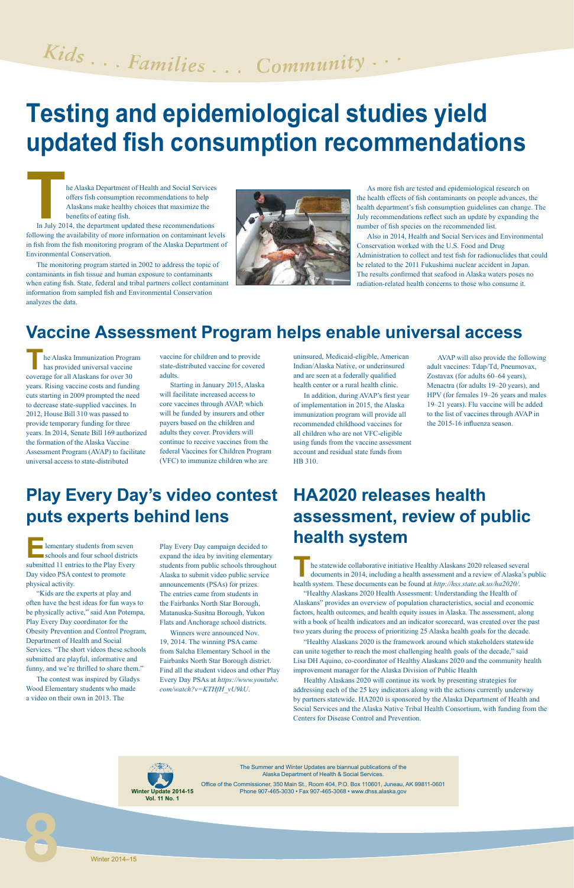*Kids . . . Families . . . Community . . .*

# Testing and epidemiological studies yield updated fish consumption recommendations

The Alaska Department of Health and Social Services offers fish consumption recommendations to help Alaskans make healthy choices that maximize the benefits of eating fish.

In July 2014, the department updated these recommendations following the availability of more information on contaminant levels in fish from the fish monitoring program of the Alaska Department of Environmental Conservation.

The monitoring program started in 2002 to address the topic of contaminants in fish tissue and human exposure to contaminants when eating fish. State, federal and tribal partners collect contaminant information from sampled fish and Environmental Conservation analyzes the data.

As more fish are tested and epidemiological research on the health effects of fish contaminants on people advances, the health department's fish consumption guidelines can change. The July recommendations reflect such an update by expanding the number of fish species on the recommended list.

Also in 2014, Health and Social Services and Environmental Conservation worked with the U.S. Food and Drug Administration to collect and test fish for radionuclides that could be related to the 2011 Fukushima nuclear accident in Japan. The results confirmed that seafood in Alaska waters poses no radiation-related health concerns to those who consume it.

## Vaccine Assessment Program helps enable universal access

The Alaska Immunization Program has provided universal vaccine coverage for all Alaskans for over 30 years. Rising vaccine costs and funding cuts starting in 2009 prompted the need to decrease state-supplied vaccines. In 2012, House Bill 310 was passed to provide temporary funding for three years. In 2014, Senate Bill 169 authorized the formation of the Alaska Vaccine Assessment Program (AVAP) to facilitate universal access to state-distributed vaccine for children and to provide state-distributed vaccine for covered adults.

Starting in January 2015, Alaska will facilitate increased access to core vaccines through AVAP, which will be funded by insurers and other payers based on the children and adults they cover. Providers will continue to receive vaccines from the federal Vaccines for Children Program (VFC) to immunize children who are uninsured, Medicaid-eligible, American Indian/Alaska Native, or underinsured and are seen at a federally qualified health center or a rural health clinic.

In addition, during AVAP's first year of implementation in 2015, the Alaska immunization program will provide all recommended childhood vaccines for all children who are not VFC-eligible using funds from the vaccine assessment account and residual state funds from HB 310.

AVAP will also provide the following adult vaccines: Tdap/Td, Pneumovax, Zostavax (for adults 60–64 years), Menactra (for adults 19–20 years), and HPV (for females 19–26 years and males 19–21 years). Flu vaccine will be added to the list of vaccines through AVAP in the 2015-16 influenza season.

## Play Every Day's video contest puts experts behind lens

Elementary students from seven schools and four school districts submitted 11 entries to the Play Every Day video PSA contest to promote physical activity.

"Kids are the experts at play and often have the best ideas for fun ways to be physically active," said Ann Potempa, Play Every Day coordinator for the Obesity Prevention and Control Program, Department of Health and Social Services. "The short videos these schools submitted are playful, informative and funny, and we're thrilled to share them."

The contest was inspired by Gladys Wood Elementary students who made a video on their own in 2013. The Play Every Day campaign decided to expand the idea by inviting elementary students from public schools throughout Alaska to submit video public service announcements (PSAs) for prizes. The entries came from students in the Fairbanks North Star Borough, Matanuska-Susitna Borough, Yukon Flats and Anchorage school districts.

Winners were announced Nov. 19, 2014. The winning PSA came from Salcha Elementary School in the Fairbanks North Star Borough district. Find all the student videos and other Play Every Day PSAs at *https://www.youtube.com/watch?v=KTHfH_vU9kU*.

## HA2020 releases health assessment, review of public health system

The statewide collaborative initiative Healthy Alaskans 2020 released several documents in 2014, including a health assessment and a review of Alaska's public health system. These documents can be found at *http://hss.state.ak.us/ha2020/*.

"Healthy Alaskans 2020 Health Assessment: Understanding the Health of Alaskans" provides an overview of population characteristics, social and economic factors, health outcomes, and health equity issues in Alaska. The assessment, along with a book of health indicators and an indicator scorecard, was created over the past two years during the process of prioritizing 25 Alaska health goals for the decade.

"Healthy Alaskans 2020 is the framework around which stakeholders statewide can unite together to reach the most challenging health goals of the decade," said Lisa DH Aquino, co-coordinator of Healthy Alaskans 2020 and the community health improvement manager for the Alaska Division of Public Health

Healthy Alaskans 2020 will continue its work by presenting strategies for addressing each of the 25 key indicators along with the actions currently underway by partners statewide. HA2020 is sponsored by the Alaska Department of Health and Social Services and the Alaska Native Tribal Health Consortium, with funding from the Centers for Disease Control and Prevention.

**Winter Update 2014-15**
**Vol. 11 No. 1**

The Summer and Winter Updates are biannual publications of the Alaska Department of Health & Social Services.

Office of the Commissioner, 350 Main St., Room 404, P.O. Box 110601, Juneau, AK 99811-0601
Phone 907-465-3030 • Fax 907-465-3068 • www.dhss.alaska.gov